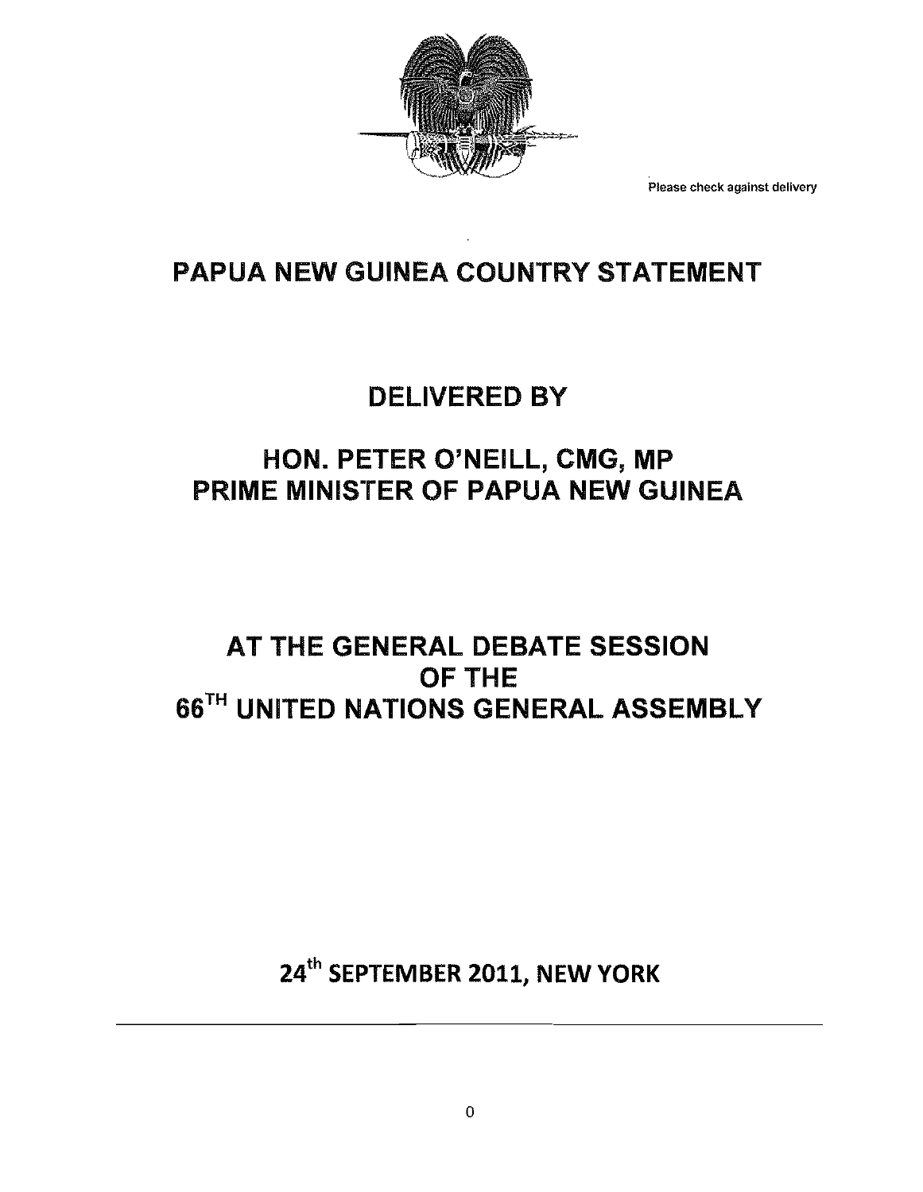Please check against delivery

# PAPUA NEW GUINEA COUNTRY STATEMENT

## DELIVERED BY

## HON. PETER O'NEILL, CMG, MP
## PRIME MINISTER OF PAPUA NEW GUINEA

## AT THE GENERAL DEBATE SESSION OF THE 66TH UNITED NATIONS GENERAL ASSEMBLY

**24th SEPTEMBER 2011, NEW YORK**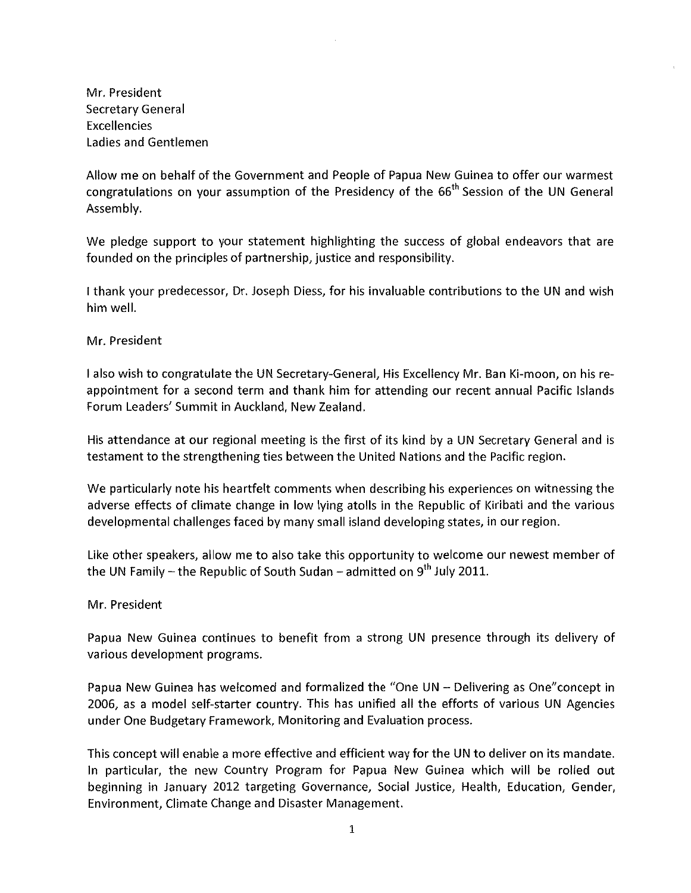Mr. President
Secretary General
Excellencies
Ladies and Gentlemen

Allow me on behalf of the Government and People of Papua New Guinea to offer our warmest congratulations on your assumption of the Presidency of the 66th Session of the UN General Assembly.

We pledge support to your statement highlighting the success of global endeavors that are founded on the principles of partnership, justice and responsibility.

I thank your predecessor, Dr. Joseph Diess, for his invaluable contributions to the UN and wish him well.

Mr. President

I also wish to congratulate the UN Secretary-General, His Excellency Mr. Ban Ki-moon, on his re-appointment for a second term and thank him for attending our recent annual Pacific Islands Forum Leaders' Summit in Auckland, New Zealand.

His attendance at our regional meeting is the first of its kind by a UN Secretary General and is testament to the strengthening ties between the United Nations and the Pacific region.

We particularly note his heartfelt comments when describing his experiences on witnessing the adverse effects of climate change in low lying atolls in the Republic of Kiribati and the various developmental challenges faced by many small island developing states, in our region.

Like other speakers, allow me to also take this opportunity to welcome our newest member of the UN Family – the Republic of South Sudan – admitted on 9th July 2011.

Mr. President

Papua New Guinea continues to benefit from a strong UN presence through its delivery of various development programs.

Papua New Guinea has welcomed and formalized the "One UN – Delivering as One"concept in 2006, as a model self-starter country. This has unified all the efforts of various UN Agencies under One Budgetary Framework, Monitoring and Evaluation process.

This concept will enable a more effective and efficient way for the UN to deliver on its mandate. In particular, the new Country Program for Papua New Guinea which will be rolled out beginning in January 2012 targeting Governance, Social Justice, Health, Education, Gender, Environment, Climate Change and Disaster Management.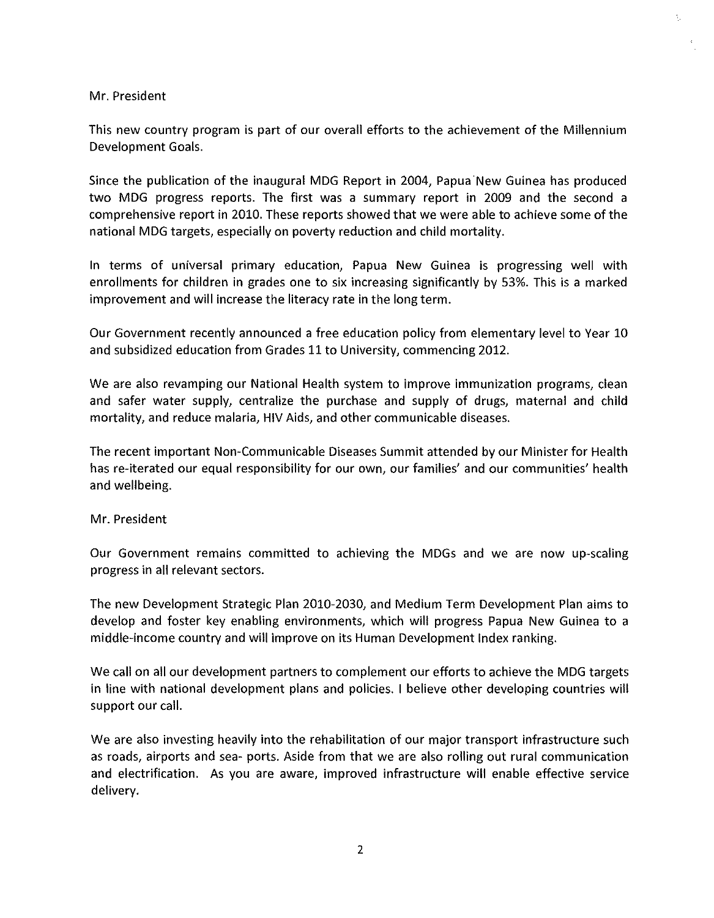Mr. President

This new country program is part of our overall efforts to the achievement of the Millennium Development Goals.

Since the publication of the inaugural MDG Report in 2004, Papua New Guinea has produced two MDG progress reports. The first was a summary report in 2009 and the second a comprehensive report in 2010. These reports showed that we were able to achieve some of the national MDG targets, especially on poverty reduction and child mortality.

In terms of universal primary education, Papua New Guinea is progressing well with enrollments for children in grades one to six increasing significantly by 53%. This is a marked improvement and will increase the literacy rate in the long term.

Our Government recently announced a free education policy from elementary level to Year 10 and subsidized education from Grades 11 to University, commencing 2012.

We are also revamping our National Health system to improve immunization programs, clean and safer water supply, centralize the purchase and supply of drugs, maternal and child mortality, and reduce malaria, HIV Aids, and other communicable diseases.

The recent important Non-Communicable Diseases Summit attended by our Minister for Health has re-iterated our equal responsibility for our own, our families' and our communities' health and wellbeing.

Mr. President

Our Government remains committed to achieving the MDGs and we are now up-scaling progress in all relevant sectors.

The new Development Strategic Plan 2010-2030, and Medium Term Development Plan aims to develop and foster key enabling environments, which will progress Papua New Guinea to a middle-income country and will improve on its Human Development Index ranking.

We call on all our development partners to complement our efforts to achieve the MDG targets in line with national development plans and policies. I believe other developing countries will support our call.

We are also investing heavily into the rehabilitation of our major transport infrastructure such as roads, airports and sea- ports. Aside from that we are also rolling out rural communication and electrification. As you are aware, improved infrastructure will enable effective service delivery.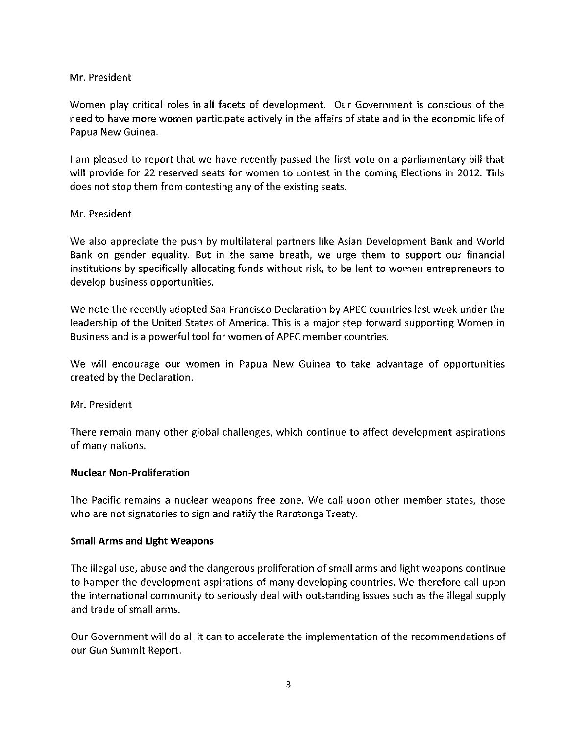Mr. President

Women play critical roles in all facets of development. Our Government is conscious of the need to have more women participate actively in the affairs of state and in the economic life of Papua New Guinea.

I am pleased to report that we have recently passed the first vote on a parliamentary bill that will provide for 22 reserved seats for women to contest in the coming Elections in 2012. This does not stop them from contesting any of the existing seats.

Mr. President

We also appreciate the push by multilateral partners like Asian Development Bank and World Bank on gender equality. But in the same breath, we urge them to support our financial institutions by specifically allocating funds without risk, to be lent to women entrepreneurs to develop business opportunities.

We note the recently adopted San Francisco Declaration by APEC countries last week under the leadership of the United States of America. This is a major step forward supporting Women in Business and is a powerful tool for women of APEC member countries.

We will encourage our women in Papua New Guinea to take advantage of opportunities created by the Declaration.

Mr. President

There remain many other global challenges, which continue to affect development aspirations of many nations.

**Nuclear Non-Proliferation**

The Pacific remains a nuclear weapons free zone. We call upon other member states, those who are not signatories to sign and ratify the Rarotonga Treaty.

**Small Arms and Light Weapons**

The illegal use, abuse and the dangerous proliferation of small arms and light weapons continue to hamper the development aspirations of many developing countries. We therefore call upon the international community to seriously deal with outstanding issues such as the illegal supply and trade of small arms.

Our Government will do all it can to accelerate the implementation of the recommendations of our Gun Summit Report.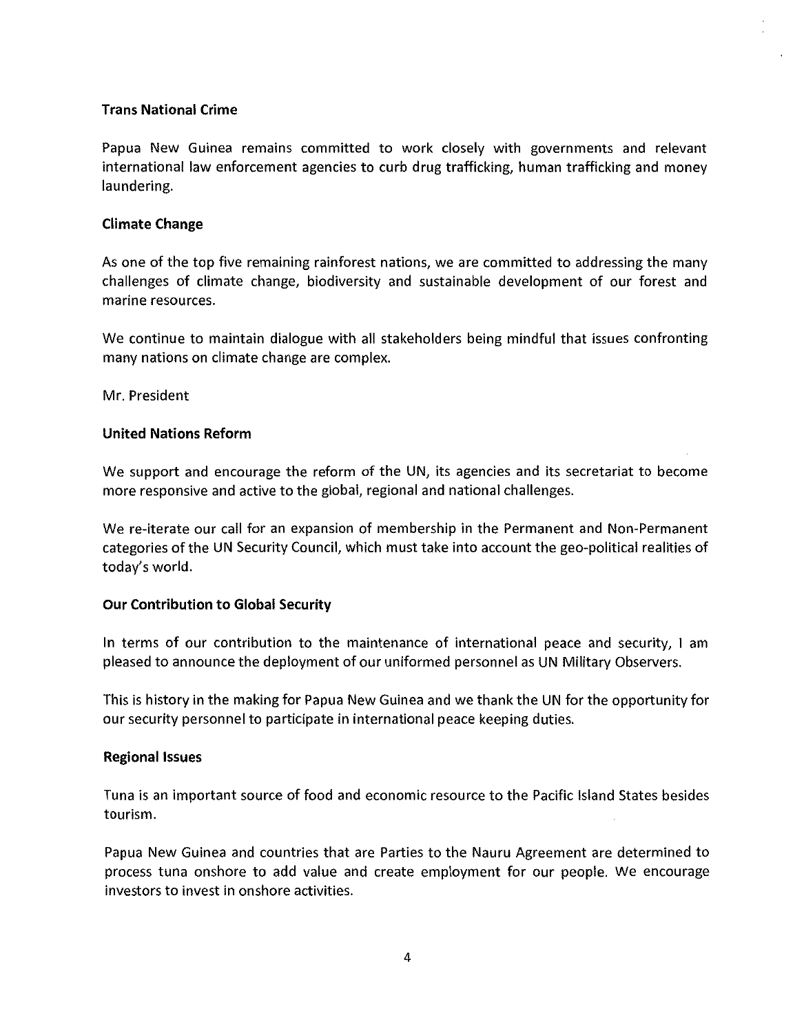### Trans National Crime

Papua New Guinea remains committed to work closely with governments and relevant international law enforcement agencies to curb drug trafficking, human trafficking and money laundering.

### Climate Change

As one of the top five remaining rainforest nations, we are committed to addressing the many challenges of climate change, biodiversity and sustainable development of our forest and marine resources.

We continue to maintain dialogue with all stakeholders being mindful that issues confronting many nations on climate change are complex.

Mr. President

### United Nations Reform

We support and encourage the reform of the UN, its agencies and its secretariat to become more responsive and active to the global, regional and national challenges.

We re-iterate our call for an expansion of membership in the Permanent and Non-Permanent categories of the UN Security Council, which must take into account the geo-political realities of today's world.

### Our Contribution to Global Security

In terms of our contribution to the maintenance of international peace and security, I am pleased to announce the deployment of our uniformed personnel as UN Military Observers.

This is history in the making for Papua New Guinea and we thank the UN for the opportunity for our security personnel to participate in international peace keeping duties.

### Regional Issues

Tuna is an important source of food and economic resource to the Pacific Island States besides tourism.

Papua New Guinea and countries that are Parties to the Nauru Agreement are determined to process tuna onshore to add value and create employment for our people. We encourage investors to invest in onshore activities.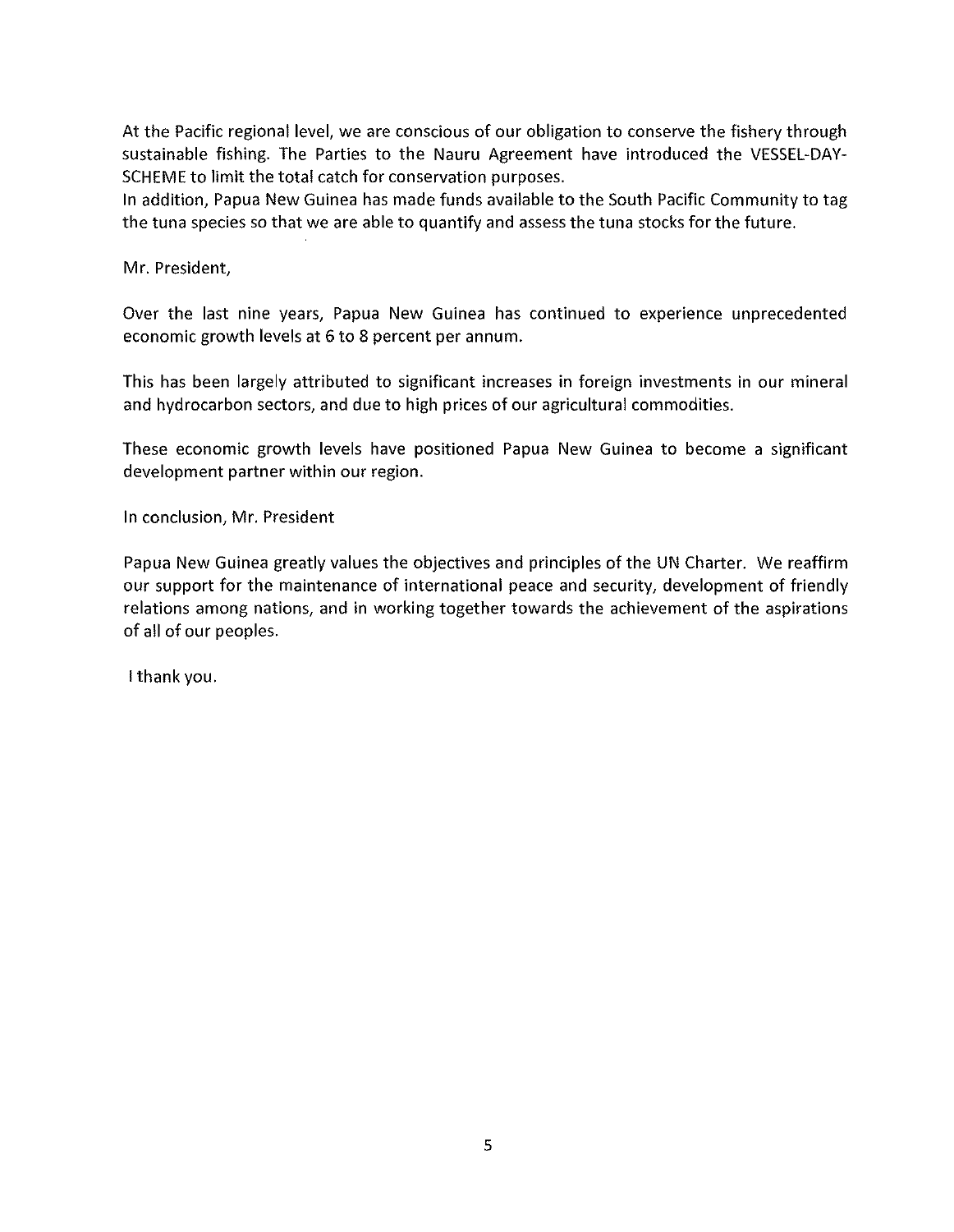At the Pacific regional level, we are conscious of our obligation to conserve the fishery through sustainable fishing. The Parties to the Nauru Agreement have introduced the VESSEL-DAY-SCHEME to limit the total catch for conservation purposes.
In addition, Papua New Guinea has made funds available to the South Pacific Community to tag the tuna species so that we are able to quantify and assess the tuna stocks for the future.

Mr. President,

Over the last nine years, Papua New Guinea has continued to experience unprecedented economic growth levels at 6 to 8 percent per annum.

This has been largely attributed to significant increases in foreign investments in our mineral and hydrocarbon sectors, and due to high prices of our agricultural commodities.

These economic growth levels have positioned Papua New Guinea to become a significant development partner within our region.

In conclusion, Mr. President

Papua New Guinea greatly values the objectives and principles of the UN Charter. We reaffirm our support for the maintenance of international peace and security, development of friendly relations among nations, and in working together towards the achievement of the aspirations of all of our peoples.

I thank you.